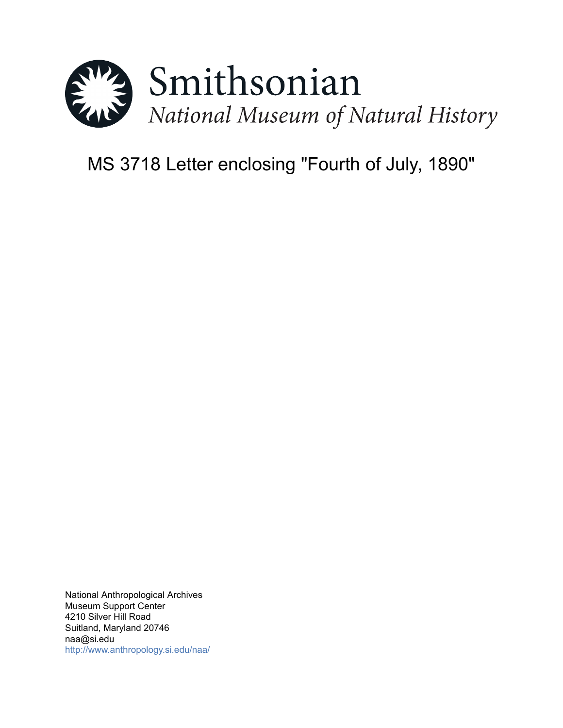Smithsonian

*National Museum of Natural History*

# MS 3718 Letter enclosing "Fourth of July, 1890"

National Anthropological Archives
Museum Support Center
4210 Silver Hill Road
Suitland, Maryland 20746
naa@si.edu
http://www.anthropology.si.edu/naa/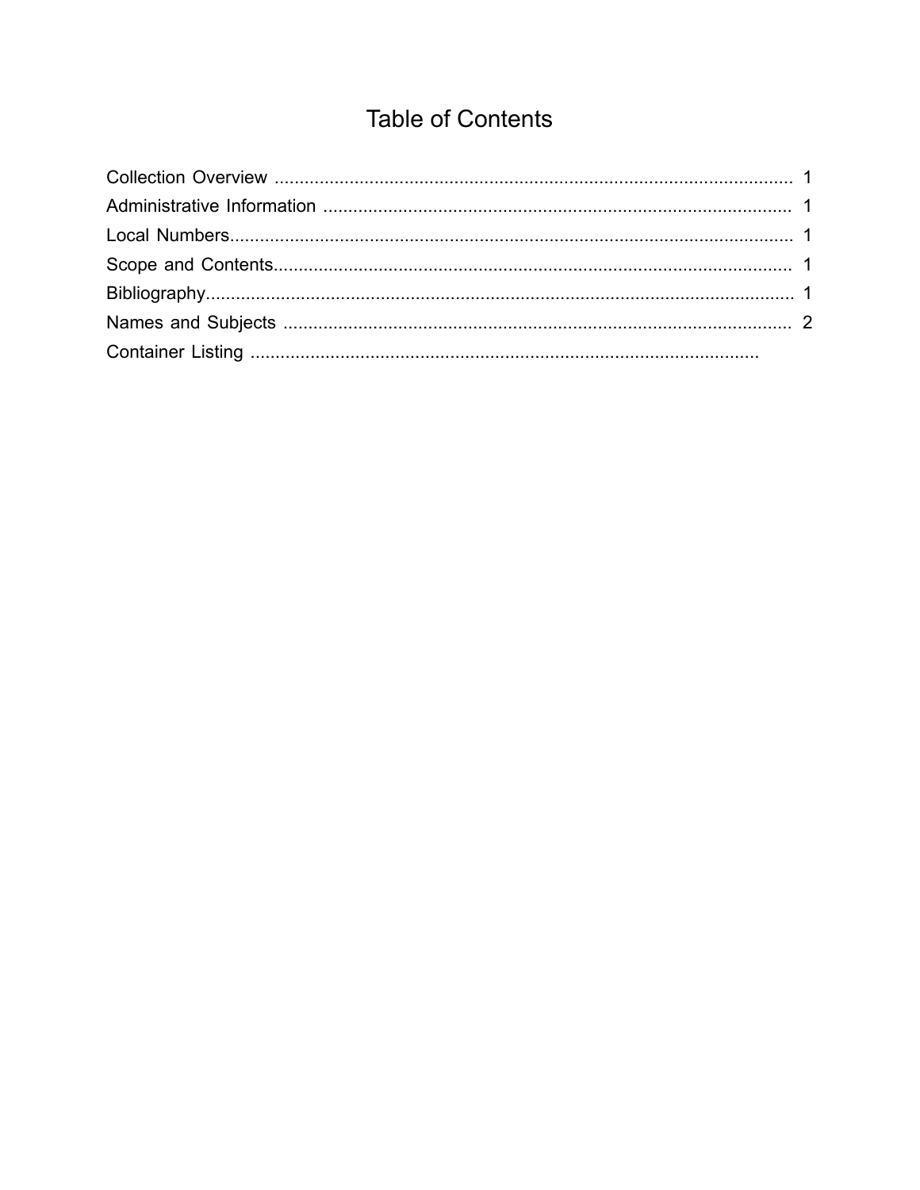# Table of Contents

Collection Overview .......................................................................................................... 1
Administrative Information ................................................................................................ 1
Local Numbers.................................................................................................................... 1
Scope and Contents........................................................................................................... 1
Bibliography........................................................................................................................ 1
Names and Subjects ......................................................................................................... 2
Container Listing ..........................................................................................................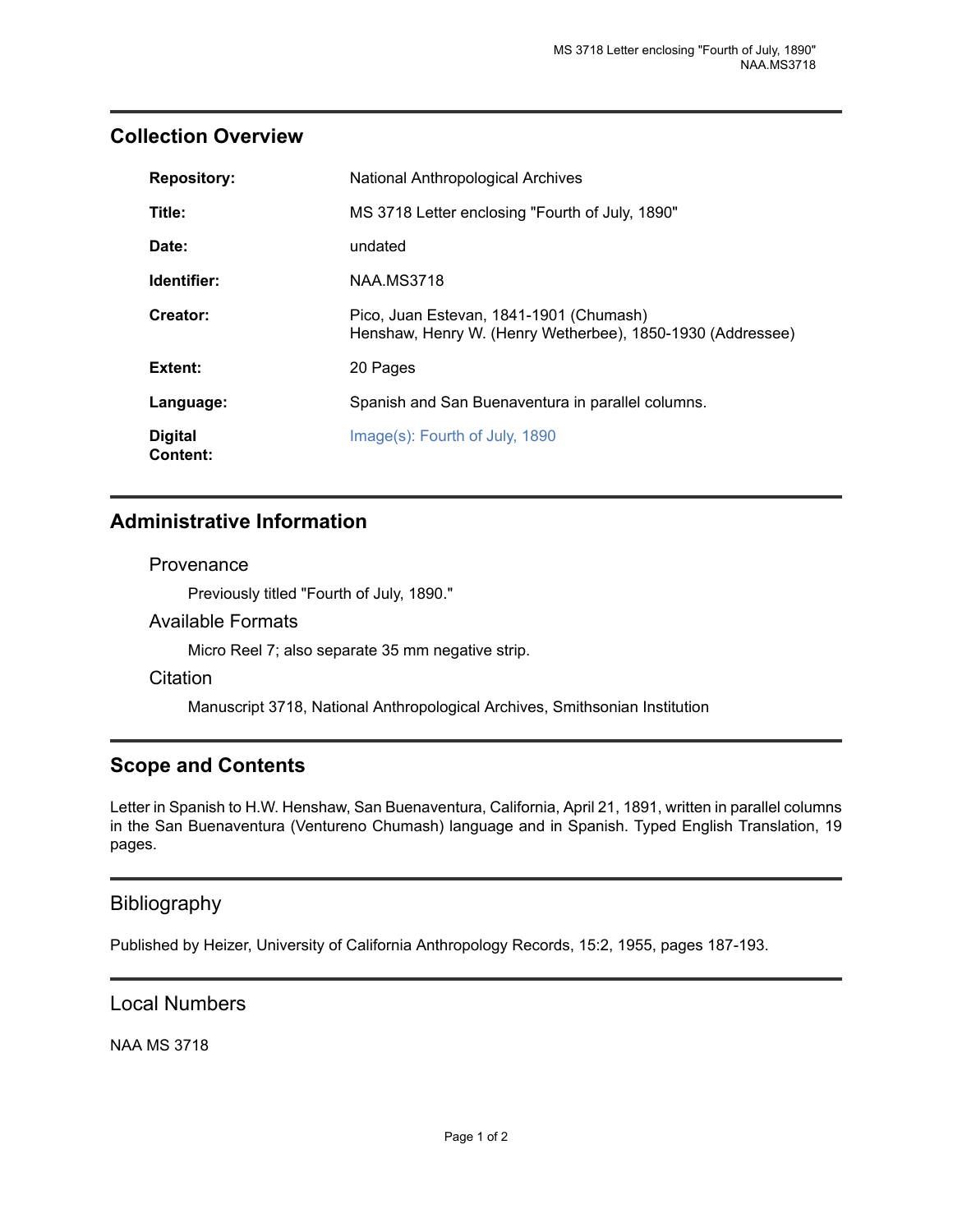## Collection Overview

| | |
|---|---|
| **Repository:** | National Anthropological Archives |
| **Title:** | MS 3718 Letter enclosing "Fourth of July, 1890" |
| **Date:** | undated |
| **Identifier:** | NAA.MS3718 |
| **Creator:** | Pico, Juan Estevan, 1841-1901 (Chumash)<br>Henshaw, Henry W. (Henry Wetherbee), 1850-1930 (Addressee) |
| **Extent:** | 20 Pages |
| **Language:** | Spanish and San Buenaventura in parallel columns. |
| **Digital Content:** | Image(s): Fourth of July, 1890 |

## Administrative Information

### Provenance

Previously titled "Fourth of July, 1890."

### Available Formats

Micro Reel 7; also separate 35 mm negative strip.

### Citation

Manuscript 3718, National Anthropological Archives, Smithsonian Institution

## Scope and Contents

Letter in Spanish to H.W. Henshaw, San Buenaventura, California, April 21, 1891, written in parallel columns in the San Buenaventura (Ventureno Chumash) language and in Spanish. Typed English Translation, 19 pages.

## Bibliography

Published by Heizer, University of California Anthropology Records, 15:2, 1955, pages 187-193.

## Local Numbers

NAA MS 3718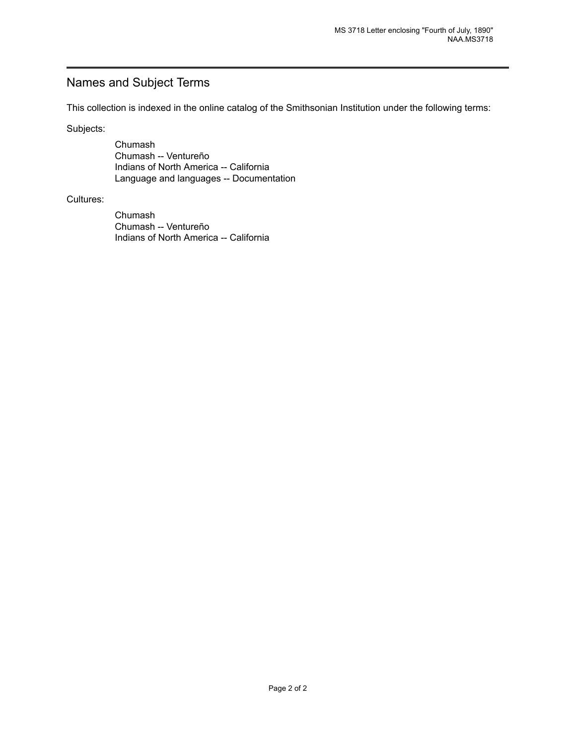## Names and Subject Terms

This collection is indexed in the online catalog of the Smithsonian Institution under the following terms:

Subjects:

- Chumash
- Chumash -- Ventureño
- Indians of North America -- California
- Language and languages -- Documentation

Cultures:

- Chumash
- Chumash -- Ventureño
- Indians of North America -- California